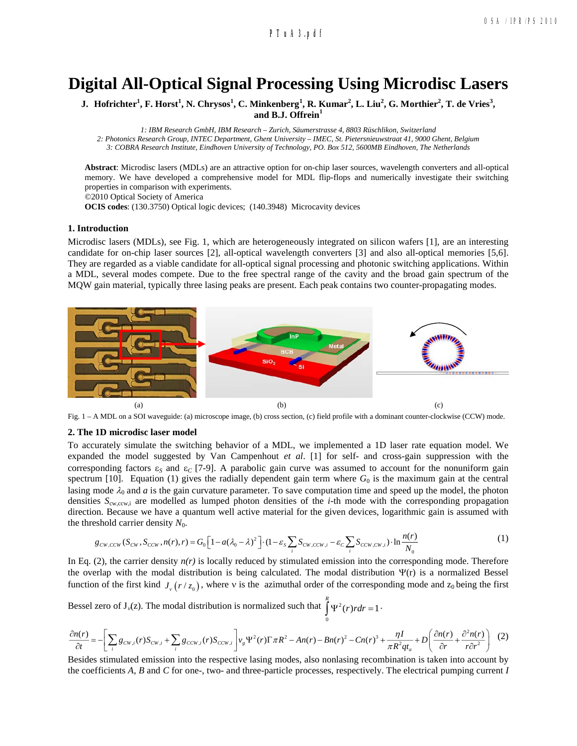# Digital All-Optical Signal Processing Using Microdisc Lasers

**J. Hofrichter[1], F. Horst[1], N. Chrysos[1], C. Minkenberg[1], R. Kumar[2], L. Liu[2], G. Morthier[2], T. de Vries[3], and B.J. Offrein[1]**

*1: IBM Research GmbH, IBM Research – Zurich, Säumerstrasse 4, 8803 Rüschlikon, Switzerland*
*2: Photonics Research Group, INTEC Department, Ghent University – IMEC, St. Pietersnieuwstraat 41, 9000 Ghent, Belgium*
*3: COBRA Research Institute, Eindhoven University of Technology, PO. Box 512, 5600MB Eindhoven, The Netherlands*

**Abstract**: Microdisc lasers (MDLs) are an attractive option for on-chip laser sources, wavelength converters and all-optical memory. We have developed a comprehensive model for MDL flip-flops and numerically investigate their switching properties in comparison with experiments.
©2010 Optical Society of America
**OCIS codes**: (130.3750) Optical logic devices; (140.3948) Microcavity devices

## 1. Introduction

Microdisc lasers (MDLs), see Fig. 1, which are heterogeneously integrated on silicon wafers [1], are an interesting candidate for on-chip laser sources [2], all-optical wavelength converters [3] and also all-optical memories [5,6]. They are regarded as a viable candidate for all-optical signal processing and photonic switching applications. Within a MDL, several modes compete. Due to the free spectral range of the cavity and the broad gain spectrum of the MQW gain material, typically three lasing peaks are present. Each peak contains two counter-propagating modes.

(a) (b) (c)

Fig. 1 – A MDL on a SOI waveguide: (a) microscope image, (b) cross section, (c) field profile with a dominant counter-clockwise (CCW) mode.

## 2. The 1D microdisc laser model

To accurately simulate the switching behavior of a MDL, we implemented a 1D laser rate equation model. We expanded the model suggested by Van Campenhout *et al*. [1] for self- and cross-gain suppression with the corresponding factors $\varepsilon_S$ and $\varepsilon_C$ [7-9]. A parabolic gain curve was assumed to account for the nonuniform gain spectrum [10]. Equation (1) gives the radially dependent gain term where $G_0$ is the maximum gain at the central lasing mode $\lambda_0$ and $a$ is the gain curvature parameter. To save computation time and speed up the model, the photon densities $S_{cw,ccw,i}$ are modelled as lumped photon densities of the *i*-th mode with the corresponding propagation direction. Because we have a quantum well active material for the given devices, logarithmic gain is assumed with the threshold carrier density $N_0$.

$$g_{CW,CCW}(S_{CW}, S_{CCW}, n(r), r) = G_0\left[1 - a(\lambda_0 - \lambda)^2\right] \cdot (1 - \varepsilon_S \sum_i S_{CW,CCW,i} - \varepsilon_C \sum_i S_{CCW,CW,i}) \cdot \ln \frac{n(r)}{N_0} \quad (1)$$

In Eq. (2), the carrier density $n(r)$ is locally reduced by stimulated emission into the corresponding mode. Therefore the overlap with the modal distribution is being calculated. The modal distribution $\Psi(r)$ is a normalized Bessel function of the first kind $J_\nu(r/z_0)$, where $\nu$ is the azimuthal order of the corresponding mode and $z_0$ being the first Bessel zero of $J_\nu(z)$. The modal distribution is normalized such that $\int_0^R \Psi^2(r) r dr = 1$.

$$\frac{\partial n(r)}{\partial t} = -\left[\sum_i g_{CW,i}(r) S_{CW,i} + \sum_i g_{CCW,i}(r) S_{CCW,i}\right] v_g \Psi^2(r) \Gamma \pi R^2 - An(r) - Bn(r)^2 - Cn(r)^3 + \frac{\eta I}{\pi R^2 q t_a} + D\left(\frac{\partial n(r)}{\partial r} + \frac{\partial^2 n(r)}{r \partial r^2}\right) \quad (2)$$

Besides stimulated emission into the respective lasing modes, also nonlasing recombination is taken into account by the coefficients *A*, *B* and *C* for one-, two- and three-particle processes, respectively. The electrical pumping current *I*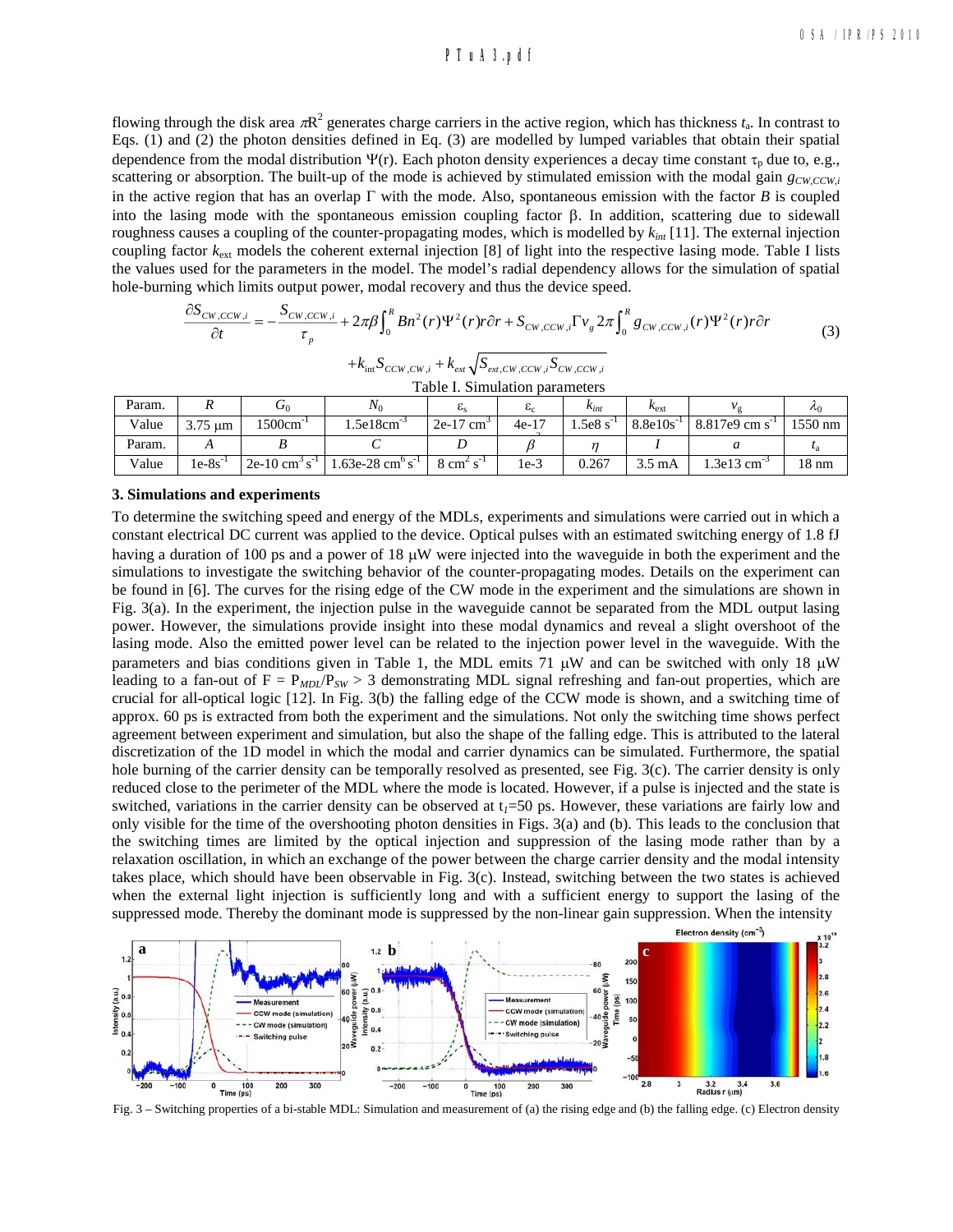flowing through the disk area $\pi R^2$ generates charge carriers in the active region, which has thickness $t_a$. In contrast to Eqs. (1) and (2) the photon densities defined in Eq. (3) are modelled by lumped variables that obtain their spatial dependence from the modal distribution $\Psi(r)$. Each photon density experiences a decay time constant $\tau_p$ due to, e.g., scattering or absorption. The built-up of the mode is achieved by stimulated emission with the modal gain $g_{CW,CCW,i}$ in the active region that has an overlap $\Gamma$ with the mode. Also, spontaneous emission with the factor $B$ is coupled into the lasing mode with the spontaneous emission coupling factor $\beta$. In addition, scattering due to sidewall roughness causes a coupling of the counter-propagating modes, which is modelled by $k_{int}$ [11]. The external injection coupling factor $k_{ext}$ models the coherent external injection [8] of light into the respective lasing mode. Table I lists the values used for the parameters in the model. The model's radial dependency allows for the simulation of spatial hole-burning which limits output power, modal recovery and thus the device speed.

$$\frac{\partial S_{CW,CCW,i}}{\partial t} = -\frac{S_{CW,CCW,i}}{\tau_p} + 2\pi\beta\int_0^R Bn^2(r)\Psi^2(r)r\partial r + S_{CW,CCW,i}\Gamma v_g 2\pi\int_0^R g_{CW,CCW,i}(r)\Psi^2(r)r\partial r \tag{3}$$

$$+k_{int}S_{CCW,CW,i} + k_{ext}\sqrt{S_{ext,CW,CCW,i}S_{CW,CCW,i}}$$

Table I. Simulation parameters

| Param. | $R$ | $G_0$ | $N_0$ | $\varepsilon_s$ | $\varepsilon_c$ | $k_{int}$ | $k_{ext}$ | $v_g$ | $\lambda_0$ |
|---|---|---|---|---|---|---|---|---|---|
| Value | 3.75 μm | 1500cm$^{-1}$ | 1.5e18cm$^{-3}$ | 2e-17 cm$^3$ | 4e-17 | 1.5e8 s$^{-1}$ | 8.8e10s$^{-1}$ | 8.817e9 cm s$^{-1}$ | 1550 nm |
| Param. | $A$ | $B$ | $C$ | $D$ | $\beta$ | $\eta$ | $I$ | $a$ | $t_a$ |
| Value | 1e-8s$^{-1}$ | 2e-10 cm$^3$ s$^{-1}$ | 1.63e-28 cm$^6$ s$^{-1}$ | 8 cm$^2$ s$^{-1}$ | 1e-3 | 0.267 | 3.5 mA | 1.3e13 cm$^{-3}$ | 18 nm |

### 3. Simulations and experiments

To determine the switching speed and energy of the MDLs, experiments and simulations were carried out in which a constant electrical DC current was applied to the device. Optical pulses with an estimated switching energy of 1.8 fJ having a duration of 100 ps and a power of 18 μW were injected into the waveguide in both the experiment and the simulations to investigate the switching behavior of the counter-propagating modes. Details on the experiment can be found in [6]. The curves for the rising edge of the CW mode in the experiment and the simulations are shown in Fig. 3(a). In the experiment, the injection pulse in the waveguide cannot be separated from the MDL output lasing power. However, the simulations provide insight into these modal dynamics and reveal a slight overshoot of the lasing mode. Also the emitted power level can be related to the injection power level in the waveguide. With the parameters and bias conditions given in Table 1, the MDL emits 71 μW and can be switched with only 18 μW leading to a fan-out of $F = P_{MDL}/P_{SW} > 3$ demonstrating MDL signal refreshing and fan-out properties, which are crucial for all-optical logic [12]. In Fig. 3(b) the falling edge of the CCW mode is shown, and a switching time of approx. 60 ps is extracted from both the experiment and the simulations. Not only the switching time shows perfect agreement between experiment and simulation, but also the shape of the falling edge. This is attributed to the lateral discretization of the 1D model in which the modal and carrier dynamics can be simulated. Furthermore, the spatial hole burning of the carrier density can be temporally resolved as presented, see Fig. 3(c). The carrier density is only reduced close to the perimeter of the MDL where the mode is located. However, if a pulse is injected and the state is switched, variations in the carrier density can be observed at $t_I$=50 ps. However, these variations are fairly low and only visible for the time of the overshooting photon densities in Figs. 3(a) and (b). This leads to the conclusion that the switching times are limited by the optical injection and suppression of the lasing mode rather than by a relaxation oscillation, in which an exchange of the power between the charge carrier density and the modal intensity takes place, which should have been observable in Fig. 3(c). Instead, switching between the two states is achieved when the external light injection is sufficiently long and with a sufficient energy to support the lasing of the suppressed mode. Thereby the dominant mode is suppressed by the non-linear gain suppression. When the intensity

Fig. 3 – Switching properties of a bi-stable MDL: Simulation and measurement of (a) the rising edge and (b) the falling edge. (c) Electron density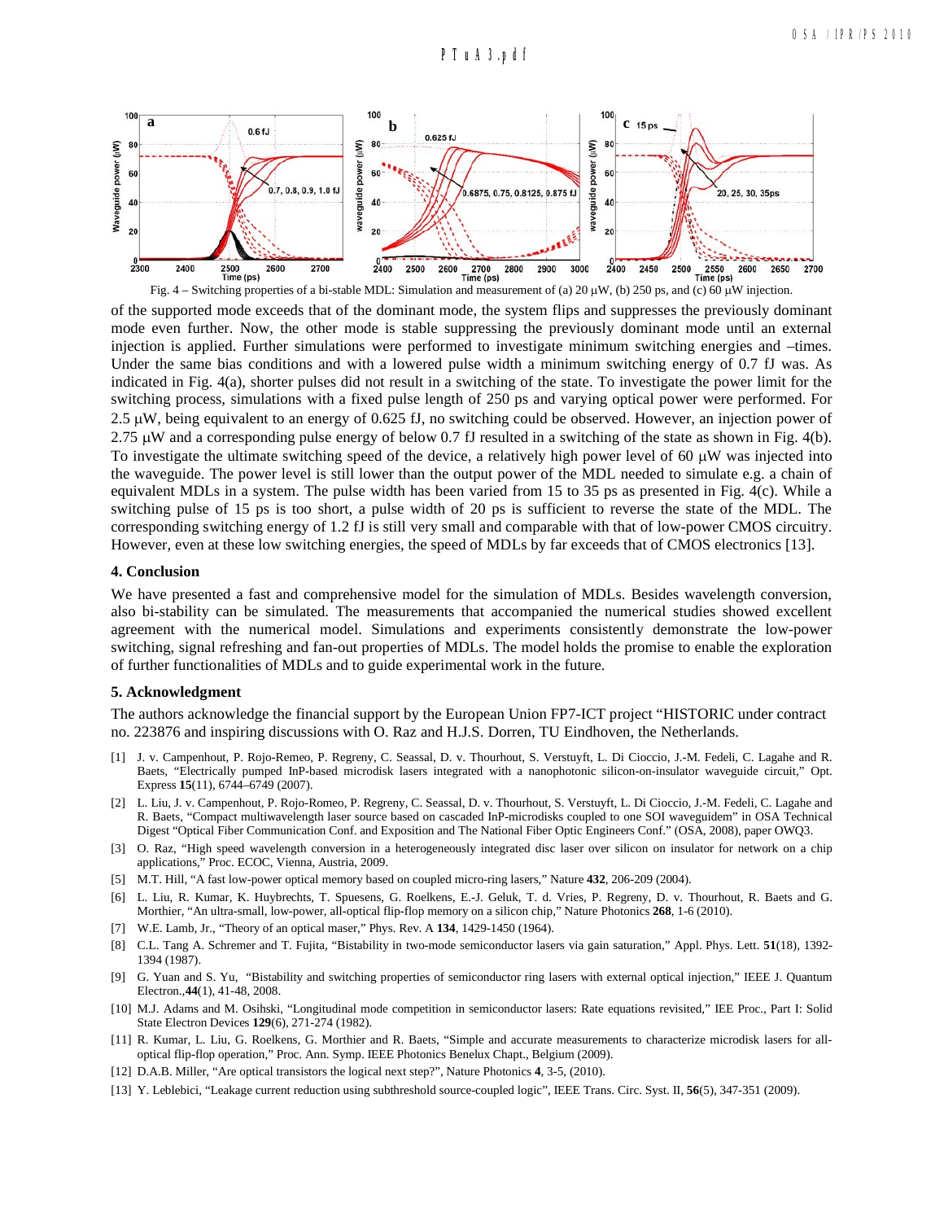a

0.6 fJ

0.7, 0.8, 0.9, 1.0 fJ

Waveguide power (μW)

Time (ps)

b

0.625 fJ

0.6875, 0.75, 0.8125, 0.875 fJ

waveguide power (μW)

Time (ps)

c 15 ps

20, 25, 30, 35ps

waveguide power (μW)

Time (ps)

Fig. 4 – Switching properties of a bi-stable MDL: Simulation and measurement of (a) 20 μW, (b) 250 ps, and (c) 60 μW injection.

of the supported mode exceeds that of the dominant mode, the system flips and suppresses the previously dominant mode even further. Now, the other mode is stable suppressing the previously dominant mode until an external injection is applied. Further simulations were performed to investigate minimum switching energies and –times. Under the same bias conditions and with a lowered pulse width a minimum switching energy of 0.7 fJ was. As indicated in Fig. 4(a), shorter pulses did not result in a switching of the state. To investigate the power limit for the switching process, simulations with a fixed pulse length of 250 ps and varying optical power were performed. For 2.5 μW, being equivalent to an energy of 0.625 fJ, no switching could be observed. However, an injection power of 2.75 μW and a corresponding pulse energy of below 0.7 fJ resulted in a switching of the state as shown in Fig. 4(b). To investigate the ultimate switching speed of the device, a relatively high power level of 60 μW was injected into the waveguide. The power level is still lower than the output power of the MDL needed to simulate e.g. a chain of equivalent MDLs in a system. The pulse width has been varied from 15 to 35 ps as presented in Fig. 4(c). While a switching pulse of 15 ps is too short, a pulse width of 20 ps is sufficient to reverse the state of the MDL. The corresponding switching energy of 1.2 fJ is still very small and comparable with that of low-power CMOS circuitry. However, even at these low switching energies, the speed of MDLs by far exceeds that of CMOS electronics [13].

## 4. Conclusion

We have presented a fast and comprehensive model for the simulation of MDLs. Besides wavelength conversion, also bi-stability can be simulated. The measurements that accompanied the numerical studies showed excellent agreement with the numerical model. Simulations and experiments consistently demonstrate the low-power switching, signal refreshing and fan-out properties of MDLs. The model holds the promise to enable the exploration of further functionalities of MDLs and to guide experimental work in the future.

## 5. Acknowledgment

The authors acknowledge the financial support by the European Union FP7-ICT project "HISTORIC under contract no. 223876 and inspiring discussions with O. Raz and H.J.S. Dorren, TU Eindhoven, the Netherlands.

[1] J. v. Campenhout, P. Rojo-Remeo, P. Regreny, C. Seassal, D. v. Thourhout, S. Verstuyft, L. Di Cioccio, J.-M. Fedeli, C. Lagahe and R. Baets, "Electrically pumped InP-based microdisk lasers integrated with a nanophotonic silicon-on-insulator waveguide circuit," Opt. Express **15**(11), 6744–6749 (2007).

[2] L. Liu, J. v. Campenhout, P. Rojo-Romeo, P. Regreny, C. Seassal, D. v. Thourhout, S. Verstuyft, L. Di Cioccio, J.-M. Fedeli, C. Lagahe and R. Baets, "Compact multiwavelength laser source based on cascaded InP-microdisks coupled to one SOI waveguidem" in OSA Technical Digest "Optical Fiber Communication Conf. and Exposition and The National Fiber Optic Engineers Conf." (OSA, 2008), paper OWQ3.

[3] O. Raz, "High speed wavelength conversion in a heterogeneously integrated disc laser over silicon on insulator for network on a chip applications," Proc. ECOC, Vienna, Austria, 2009.

[5] M.T. Hill, "A fast low-power optical memory based on coupled micro-ring lasers," Nature **432**, 206-209 (2004).

[6] L. Liu, R. Kumar, K. Huybrechts, T. Spuesens, G. Roelkens, E.-J. Geluk, T. d. Vries, P. Regreny, D. v. Thourhout, R. Baets and G. Morthier, "An ultra-small, low-power, all-optical flip-flop memory on a silicon chip," Nature Photonics **268**, 1-6 (2010).

[7] W.E. Lamb, Jr., "Theory of an optical maser," Phys. Rev. A **134**, 1429-1450 (1964).

[8] C.L. Tang A. Schremer and T. Fujita, "Bistability in two-mode semiconductor lasers via gain saturation," Appl. Phys. Lett. **51**(18), 1392-1394 (1987).

[9] G. Yuan and S. Yu, "Bistability and switching properties of semiconductor ring lasers with external optical injection," IEEE J. Quantum Electron.,**44**(1), 41-48, 2008.

[10] M.J. Adams and M. Osihski, "Longitudinal mode competition in semiconductor lasers: Rate equations revisited," IEE Proc., Part I: Solid State Electron Devices **129**(6), 271-274 (1982).

[11] R. Kumar, L. Liu, G. Roelkens, G. Morthier and R. Baets, "Simple and accurate measurements to characterize microdisk lasers for all-optical flip-flop operation," Proc. Ann. Symp. IEEE Photonics Benelux Chapt., Belgium (2009).

[12] D.A.B. Miller, "Are optical transistors the logical next step?", Nature Photonics **4**, 3-5, (2010).

[13] Y. Leblebici, "Leakage current reduction using subthreshold source-coupled logic", IEEE Trans. Circ. Syst. II, **56**(5), 347-351 (2009).